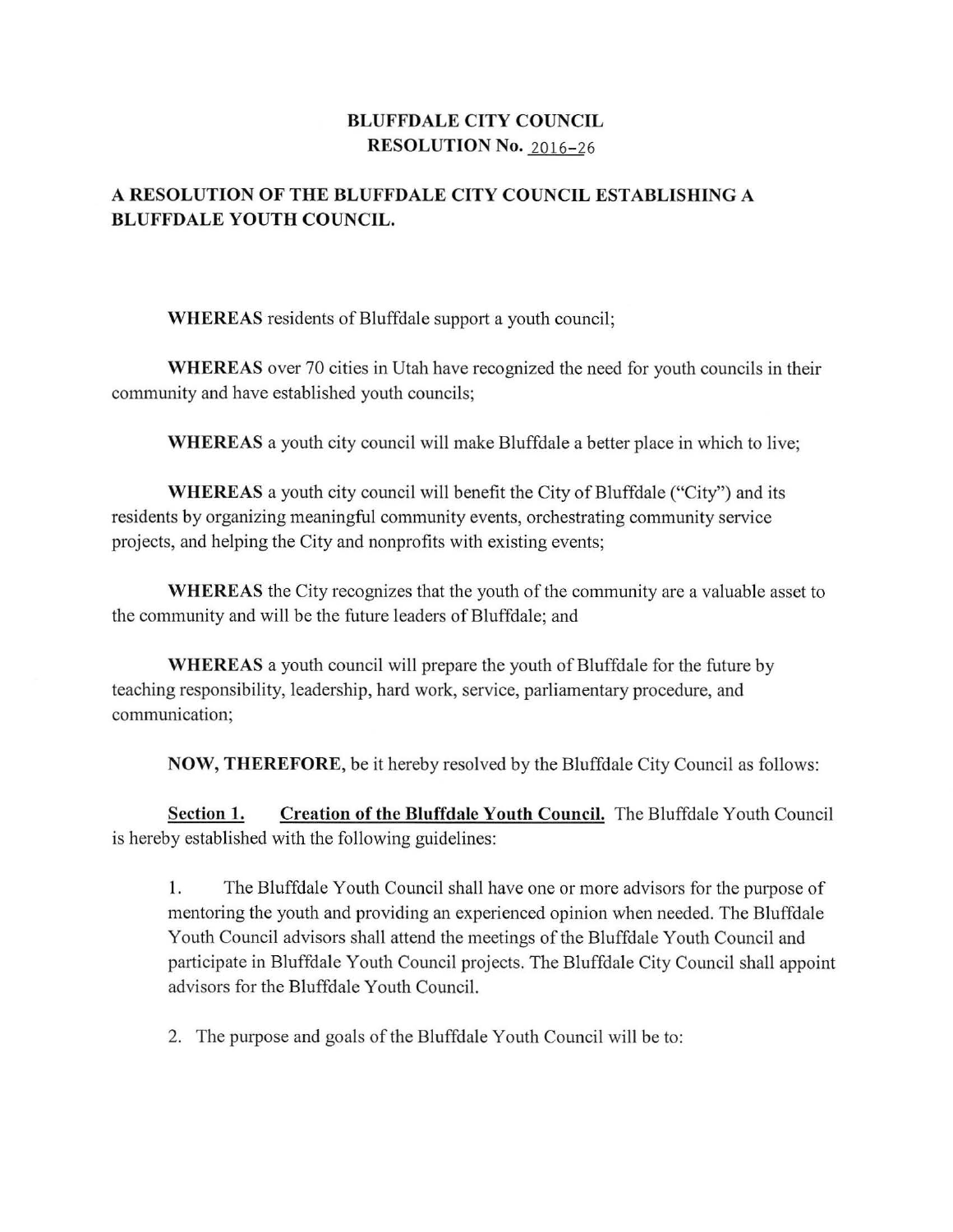# BLUFFDALE CITY COUNCIL
# RESOLUTION No. 2016-26

## A RESOLUTION OF THE BLUFFDALE CITY COUNCIL ESTABLISHING A BLUFFDALE YOUTH COUNCIL.

**WHEREAS** residents of Bluffdale support a youth council;

**WHEREAS** over 70 cities in Utah have recognized the need for youth councils in their community and have established youth councils;

**WHEREAS** a youth city council will make Bluffdale a better place in which to live;

**WHEREAS** a youth city council will benefit the City of Bluffdale ("City") and its residents by organizing meaningful community events, orchestrating community service projects, and helping the City and nonprofits with existing events;

**WHEREAS** the City recognizes that the youth of the community are a valuable asset to the community and will be the future leaders of Bluffdale; and

**WHEREAS** a youth council will prepare the youth of Bluffdale for the future by teaching responsibility, leadership, hard work, service, parliamentary procedure, and communication;

**NOW, THEREFORE,** be it hereby resolved by the Bluffdale City Council as follows:

**<u>Section 1.</u>** **<u>Creation of the Bluffdale Youth Council.</u>** The Bluffdale Youth Council is hereby established with the following guidelines:

1. The Bluffdale Youth Council shall have one or more advisors for the purpose of mentoring the youth and providing an experienced opinion when needed. The Bluffdale Youth Council advisors shall attend the meetings of the Bluffdale Youth Council and participate in Bluffdale Youth Council projects. The Bluffdale City Council shall appoint advisors for the Bluffdale Youth Council.

2. The purpose and goals of the Bluffdale Youth Council will be to: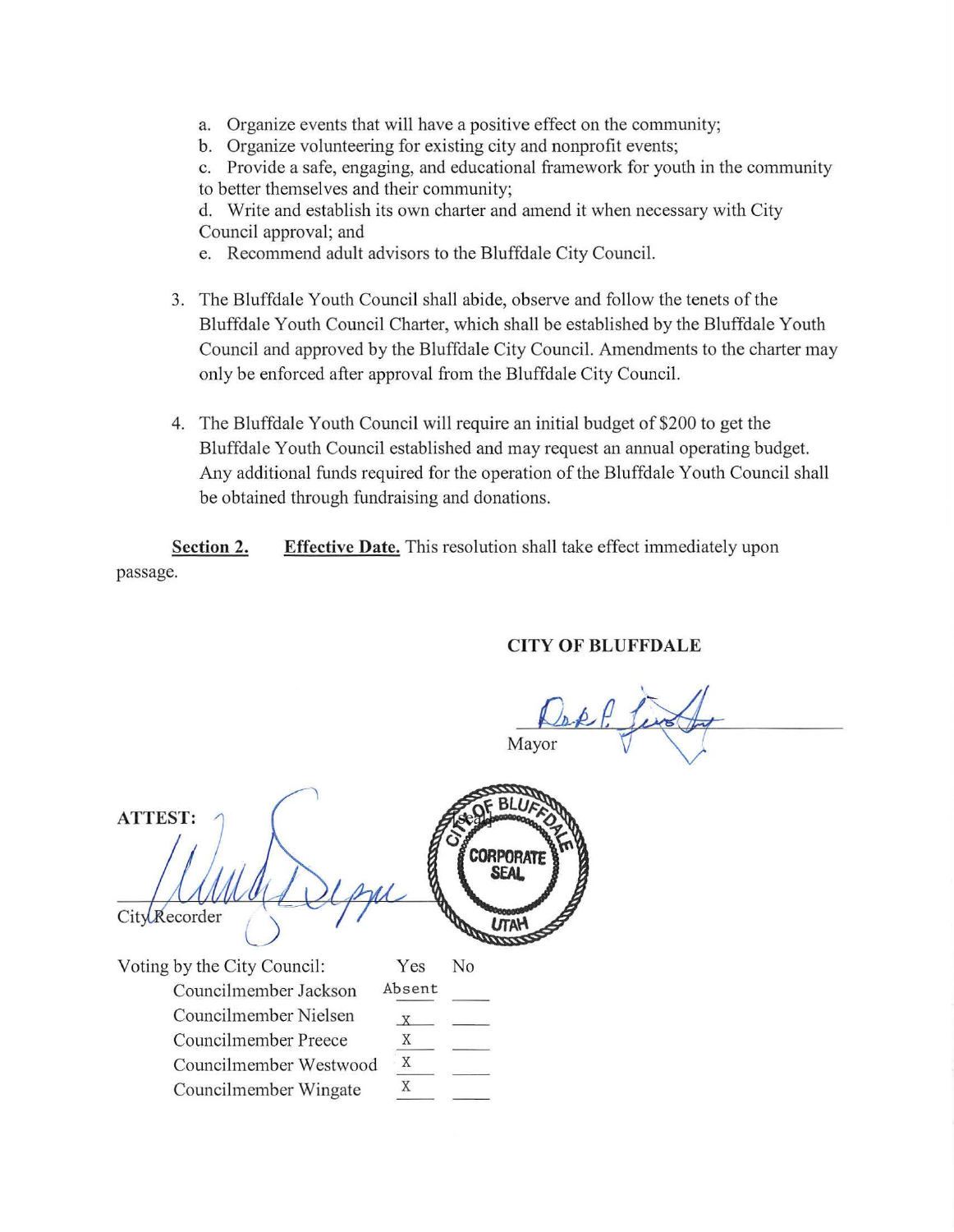a. Organize events that will have a positive effect on the community;

b. Organize volunteering for existing city and nonprofit events;

c. Provide a safe, engaging, and educational framework for youth in the community to better themselves and their community;

d. Write and establish its own charter and amend it when necessary with City Council approval; and

e. Recommend adult advisors to the Bluffdale City Council.

3. The Bluffdale Youth Council shall abide, observe and follow the tenets of the Bluffdale Youth Council Charter, which shall be established by the Bluffdale Youth Council and approved by the Bluffdale City Council. Amendments to the charter may only be enforced after approval from the Bluffdale City Council.

4. The Bluffdale Youth Council will require an initial budget of $200 to get the Bluffdale Youth Council established and may request an annual operating budget. Any additional funds required for the operation of the Bluffdale Youth Council shall be obtained through fundraising and donations.

**Section 2.** **Effective Date.** This resolution shall take effect immediately upon passage.

**CITY OF BLUFFDALE**

Mayor

**ATTEST:**

City Recorder

CITY OF BLUFFDALE CORPORATE SEAL UTAH

Voting by the City Council:

| | Yes | No |
|---|---|---|
| Councilmember Jackson | Absent | |
| Councilmember Nielsen | X | |
| Councilmember Preece | X | |
| Councilmember Westwood | X | |
| Councilmember Wingate | X | |